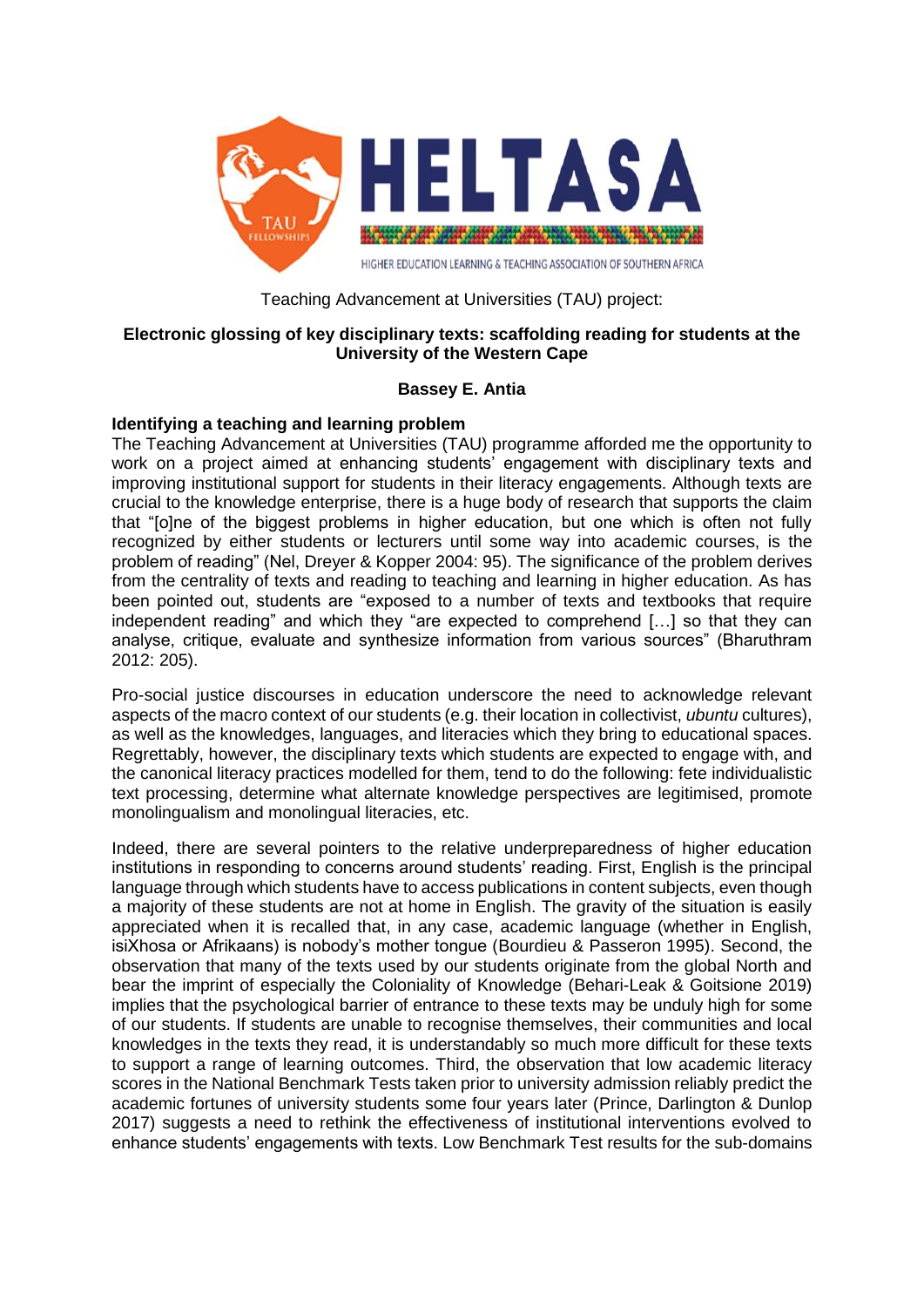HELTASA

HIGHER EDUCATION LEARNING & TEACHING ASSOCIATION OF SOUTHERN AFRICA

Teaching Advancement at Universities (TAU) project:

# Electronic glossing of key disciplinary texts: scaffolding reading for students at the University of the Western Cape

**Bassey E. Antia**

## Identifying a teaching and learning problem

The Teaching Advancement at Universities (TAU) programme afforded me the opportunity to work on a project aimed at enhancing students' engagement with disciplinary texts and improving institutional support for students in their literacy engagements. Although texts are crucial to the knowledge enterprise, there is a huge body of research that supports the claim that "[o]ne of the biggest problems in higher education, but one which is often not fully recognized by either students or lecturers until some way into academic courses, is the problem of reading" (Nel, Dreyer & Kopper 2004: 95). The significance of the problem derives from the centrality of texts and reading to teaching and learning in higher education. As has been pointed out, students are "exposed to a number of texts and textbooks that require independent reading" and which they "are expected to comprehend […] so that they can analyse, critique, evaluate and synthesize information from various sources" (Bharuthram 2012: 205).

Pro-social justice discourses in education underscore the need to acknowledge relevant aspects of the macro context of our students (e.g. their location in collectivist, *ubuntu* cultures), as well as the knowledges, languages, and literacies which they bring to educational spaces. Regrettably, however, the disciplinary texts which students are expected to engage with, and the canonical literacy practices modelled for them, tend to do the following: fete individualistic text processing, determine what alternate knowledge perspectives are legitimised, promote monolingualism and monolingual literacies, etc.

Indeed, there are several pointers to the relative underpreparedness of higher education institutions in responding to concerns around students' reading. First, English is the principal language through which students have to access publications in content subjects, even though a majority of these students are not at home in English. The gravity of the situation is easily appreciated when it is recalled that, in any case, academic language (whether in English, isiXhosa or Afrikaans) is nobody's mother tongue (Bourdieu & Passeron 1995). Second, the observation that many of the texts used by our students originate from the global North and bear the imprint of especially the Coloniality of Knowledge (Behari-Leak & Goitsione 2019) implies that the psychological barrier of entrance to these texts may be unduly high for some of our students. If students are unable to recognise themselves, their communities and local knowledges in the texts they read, it is understandably so much more difficult for these texts to support a range of learning outcomes. Third, the observation that low academic literacy scores in the National Benchmark Tests taken prior to university admission reliably predict the academic fortunes of university students some four years later (Prince, Darlington & Dunlop 2017) suggests a need to rethink the effectiveness of institutional interventions evolved to enhance students' engagements with texts. Low Benchmark Test results for the sub-domains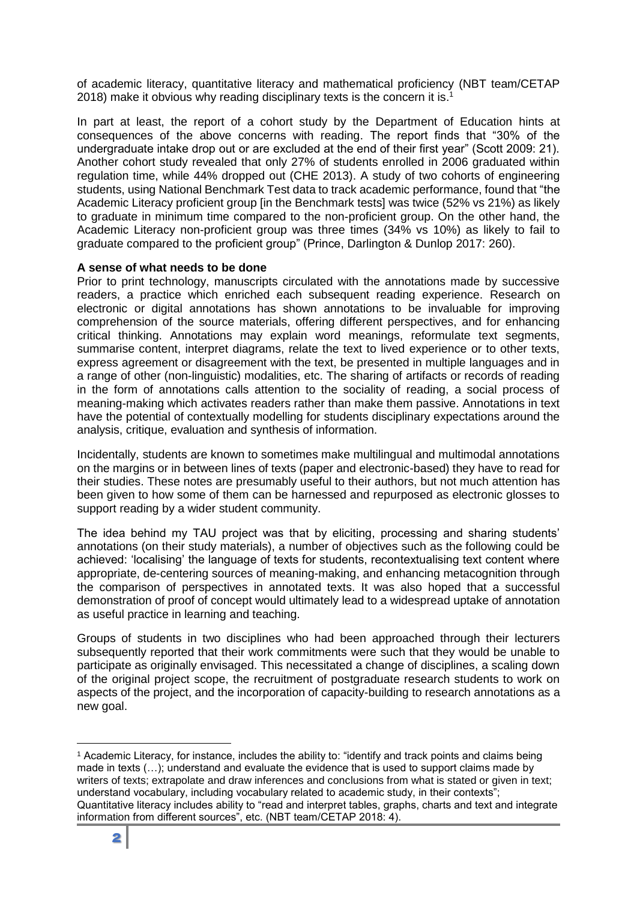of academic literacy, quantitative literacy and mathematical proficiency (NBT team/CETAP 2018) make it obvious why reading disciplinary texts is the concern it is.[1]

In part at least, the report of a cohort study by the Department of Education hints at consequences of the above concerns with reading. The report finds that "30% of the undergraduate intake drop out or are excluded at the end of their first year" (Scott 2009: 21). Another cohort study revealed that only 27% of students enrolled in 2006 graduated within regulation time, while 44% dropped out (CHE 2013). A study of two cohorts of engineering students, using National Benchmark Test data to track academic performance, found that "the Academic Literacy proficient group [in the Benchmark tests] was twice (52% vs 21%) as likely to graduate in minimum time compared to the non-proficient group. On the other hand, the Academic Literacy non-proficient group was three times (34% vs 10%) as likely to fail to graduate compared to the proficient group" (Prince, Darlington & Dunlop 2017: 260).

**A sense of what needs to be done**

Prior to print technology, manuscripts circulated with the annotations made by successive readers, a practice which enriched each subsequent reading experience. Research on electronic or digital annotations has shown annotations to be invaluable for improving comprehension of the source materials, offering different perspectives, and for enhancing critical thinking. Annotations may explain word meanings, reformulate text segments, summarise content, interpret diagrams, relate the text to lived experience or to other texts, express agreement or disagreement with the text, be presented in multiple languages and in a range of other (non-linguistic) modalities, etc. The sharing of artifacts or records of reading in the form of annotations calls attention to the sociality of reading, a social process of meaning-making which activates readers rather than make them passive. Annotations in text have the potential of contextually modelling for students disciplinary expectations around the analysis, critique, evaluation and synthesis of information.

Incidentally, students are known to sometimes make multilingual and multimodal annotations on the margins or in between lines of texts (paper and electronic-based) they have to read for their studies. These notes are presumably useful to their authors, but not much attention has been given to how some of them can be harnessed and repurposed as electronic glosses to support reading by a wider student community.

The idea behind my TAU project was that by eliciting, processing and sharing students' annotations (on their study materials), a number of objectives such as the following could be achieved: 'localising' the language of texts for students, recontextualising text content where appropriate, de-centering sources of meaning-making, and enhancing metacognition through the comparison of perspectives in annotated texts. It was also hoped that a successful demonstration of proof of concept would ultimately lead to a widespread uptake of annotation as useful practice in learning and teaching.

Groups of students in two disciplines who had been approached through their lecturers subsequently reported that their work commitments were such that they would be unable to participate as originally envisaged. This necessitated a change of disciplines, a scaling down of the original project scope, the recruitment of postgraduate research students to work on aspects of the project, and the incorporation of capacity-building to research annotations as a new goal.

---

[1] Academic Literacy, for instance, includes the ability to: "identify and track points and claims being made in texts (…); understand and evaluate the evidence that is used to support claims made by writers of texts; extrapolate and draw inferences and conclusions from what is stated or given in text; understand vocabulary, including vocabulary related to academic study, in their contexts"; Quantitative literacy includes ability to "read and interpret tables, graphs, charts and text and integrate information from different sources", etc. (NBT team/CETAP 2018: 4).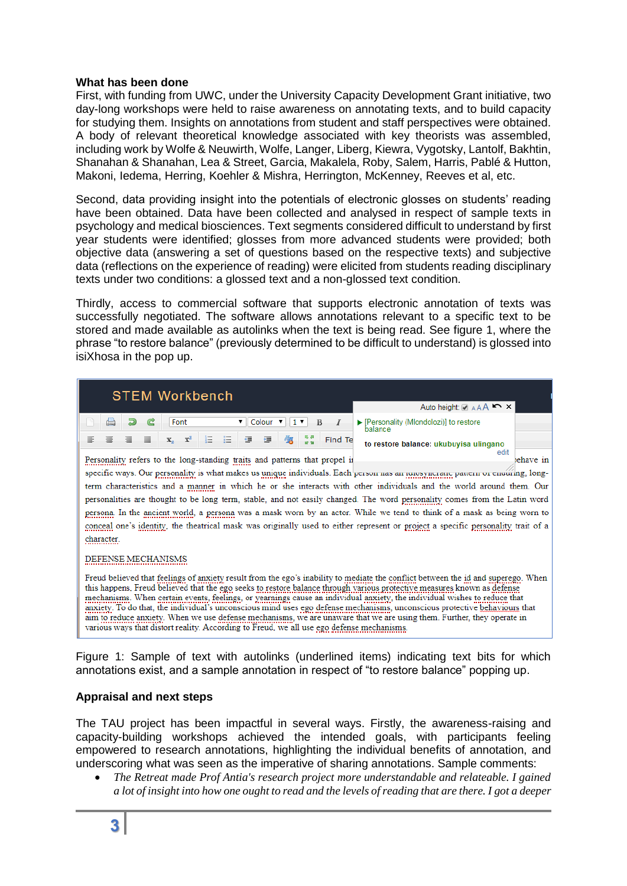**What has been done**

First, with funding from UWC, under the University Capacity Development Grant initiative, two day-long workshops were held to raise awareness on annotating texts, and to build capacity for studying them. Insights on annotations from student and staff perspectives were obtained. A body of relevant theoretical knowledge associated with key theorists was assembled, including work by Wolfe & Neuwirth, Wolfe, Langer, Liberg, Kiewra, Vygotsky, Lantolf, Bakhtin, Shanahan & Shanahan, Lea & Street, Garcia, Makalela, Roby, Salem, Harris, Pablé & Hutton, Makoni, Iedema, Herring, Koehler & Mishra, Herrington, McKenney, Reeves et al, etc.

Second, data providing insight into the potentials of electronic glosses on students' reading have been obtained. Data have been collected and analysed in respect of sample texts in psychology and medical biosciences. Text segments considered difficult to understand by first year students were identified; glosses from more advanced students were provided; both objective data (answering a set of questions based on the respective texts) and subjective data (reflections on the experience of reading) were elicited from students reading disciplinary texts under two conditions: a glossed text and a non-glossed text condition.

Thirdly, access to commercial software that supports electronic annotation of texts was successfully negotiated. The software allows annotations relevant to a specific text to be stored and made available as autolinks when the text is being read. See figure 1, where the phrase "to restore balance" (previously determined to be difficult to understand) is glossed into isiXhosa in the pop up.

Figure 1: Sample of text with autolinks (underlined items) indicating text bits for which annotations exist, and a sample annotation in respect of "to restore balance" popping up.

**Appraisal and next steps**

The TAU project has been impactful in several ways. Firstly, the awareness-raising and capacity-building workshops achieved the intended goals, with participants feeling empowered to research annotations, highlighting the individual benefits of annotation, and underscoring what was seen as the imperative of sharing annotations. Sample comments:

- *The Retreat made Prof Antia's research project more understandable and relateable. I gained a lot of insight into how one ought to read and the levels of reading that are there. I got a deeper*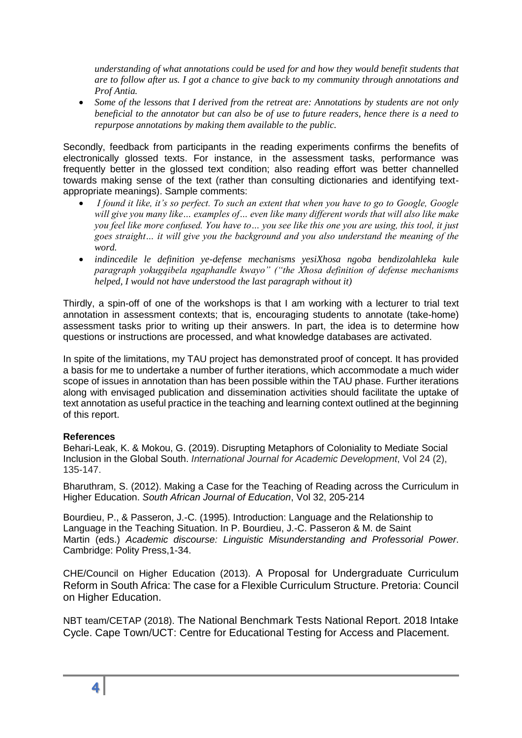*understanding of what annotations could be used for and how they would benefit students that are to follow after us. I got a chance to give back to my community through annotations and Prof Antia.*

- *Some of the lessons that I derived from the retreat are: Annotations by students are not only beneficial to the annotator but can also be of use to future readers, hence there is a need to repurpose annotations by making them available to the public.*

Secondly, feedback from participants in the reading experiments confirms the benefits of electronically glossed texts. For instance, in the assessment tasks, performance was frequently better in the glossed text condition; also reading effort was better channelled towards making sense of the text (rather than consulting dictionaries and identifying text-appropriate meanings). Sample comments:

- *I found it like, it's so perfect. To such an extent that when you have to go to Google, Google will give you many like… examples of… even like many different words that will also like make you feel like more confused. You have to… you see like this one you are using, this tool, it just goes straight… it will give you the background and you also understand the meaning of the word.*
- *indincedile le definition ye-defense mechanisms yesiXhosa ngoba bendizolahleka kule paragraph yokugqibela ngaphandle kwayo" ("the Xhosa definition of defense mechanisms helped, I would not have understood the last paragraph without it)*

Thirdly, a spin-off of one of the workshops is that I am working with a lecturer to trial text annotation in assessment contexts; that is, encouraging students to annotate (take-home) assessment tasks prior to writing up their answers. In part, the idea is to determine how questions or instructions are processed, and what knowledge databases are activated.

In spite of the limitations, my TAU project has demonstrated proof of concept. It has provided a basis for me to undertake a number of further iterations, which accommodate a much wider scope of issues in annotation than has been possible within the TAU phase. Further iterations along with envisaged publication and dissemination activities should facilitate the uptake of text annotation as useful practice in the teaching and learning context outlined at the beginning of this report.

**References**

Behari-Leak, K. & Mokou, G. (2019). Disrupting Metaphors of Coloniality to Mediate Social Inclusion in the Global South. *International Journal for Academic Development*, Vol 24 (2), 135-147.

Bharuthram, S. (2012). Making a Case for the Teaching of Reading across the Curriculum in Higher Education. *South African Journal of Education*, Vol 32, 205-214

Bourdieu, P., & Passeron, J.-C. (1995). Introduction: Language and the Relationship to Language in the Teaching Situation. In P. Bourdieu, J.-C. Passeron & M. de Saint Martin (eds.) *Academic discourse: Linguistic Misunderstanding and Professorial Power*. Cambridge: Polity Press,1-34.

CHE/Council on Higher Education (2013). A Proposal for Undergraduate Curriculum Reform in South Africa: The case for a Flexible Curriculum Structure. Pretoria: Council on Higher Education.

NBT team/CETAP (2018). The National Benchmark Tests National Report. 2018 Intake Cycle. Cape Town/UCT: Centre for Educational Testing for Access and Placement.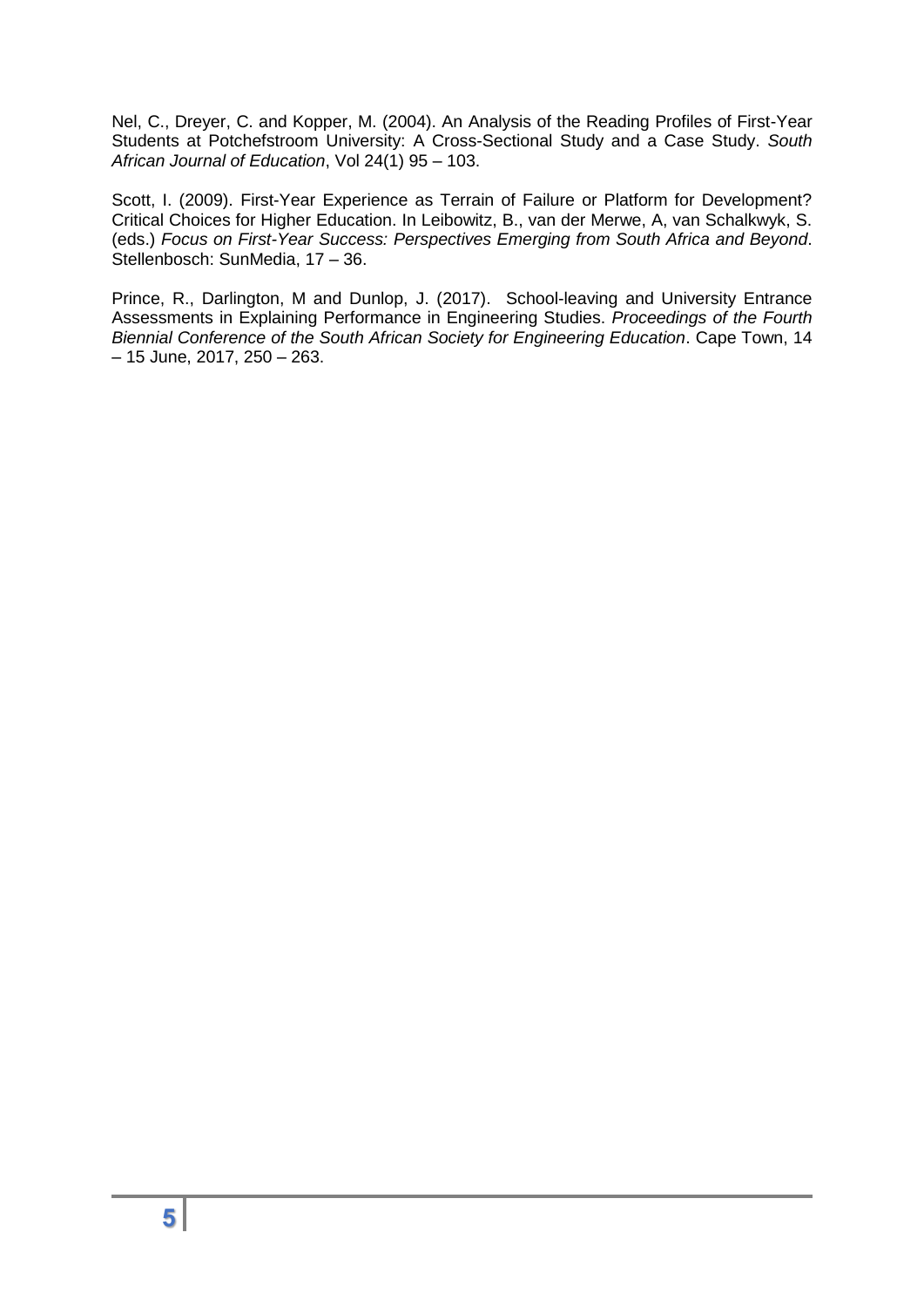Nel, C., Dreyer, C. and Kopper, M. (2004). An Analysis of the Reading Profiles of First-Year Students at Potchefstroom University: A Cross-Sectional Study and a Case Study. *South African Journal of Education*, Vol 24(1) 95 – 103.

Scott, I. (2009). First-Year Experience as Terrain of Failure or Platform for Development? Critical Choices for Higher Education. In Leibowitz, B., van der Merwe, A, van Schalkwyk, S. (eds.) *Focus on First-Year Success: Perspectives Emerging from South Africa and Beyond*. Stellenbosch: SunMedia, 17 – 36.

Prince, R., Darlington, M and Dunlop, J. (2017). School-leaving and University Entrance Assessments in Explaining Performance in Engineering Studies. *Proceedings of the Fourth Biennial Conference of the South African Society for Engineering Education*. Cape Town, 14 – 15 June, 2017, 250 – 263.